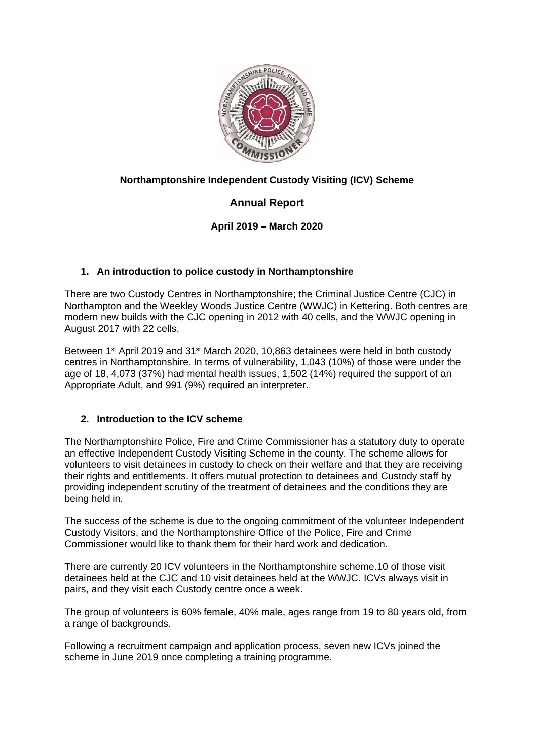**Northamptonshire Independent Custody Visiting (ICV) Scheme**

# Annual Report

**April 2019 – March 2020**

## 1. An introduction to police custody in Northamptonshire

There are two Custody Centres in Northamptonshire; the Criminal Justice Centre (CJC) in Northampton and the Weekley Woods Justice Centre (WWJC) in Kettering. Both centres are modern new builds with the CJC opening in 2012 with 40 cells, and the WWJC opening in August 2017 with 22 cells.

Between 1st April 2019 and 31st March 2020, 10,863 detainees were held in both custody centres in Northamptonshire. In terms of vulnerability, 1,043 (10%) of those were under the age of 18, 4,073 (37%) had mental health issues, 1,502 (14%) required the support of an Appropriate Adult, and 991 (9%) required an interpreter.

## 2. Introduction to the ICV scheme

The Northamptonshire Police, Fire and Crime Commissioner has a statutory duty to operate an effective Independent Custody Visiting Scheme in the county. The scheme allows for volunteers to visit detainees in custody to check on their welfare and that they are receiving their rights and entitlements. It offers mutual protection to detainees and Custody staff by providing independent scrutiny of the treatment of detainees and the conditions they are being held in.

The success of the scheme is due to the ongoing commitment of the volunteer Independent Custody Visitors, and the Northamptonshire Office of the Police, Fire and Crime Commissioner would like to thank them for their hard work and dedication.

There are currently 20 ICV volunteers in the Northamptonshire scheme.10 of those visit detainees held at the CJC and 10 visit detainees held at the WWJC. ICVs always visit in pairs, and they visit each Custody centre once a week.

The group of volunteers is 60% female, 40% male, ages range from 19 to 80 years old, from a range of backgrounds.

Following a recruitment campaign and application process, seven new ICVs joined the scheme in June 2019 once completing a training programme.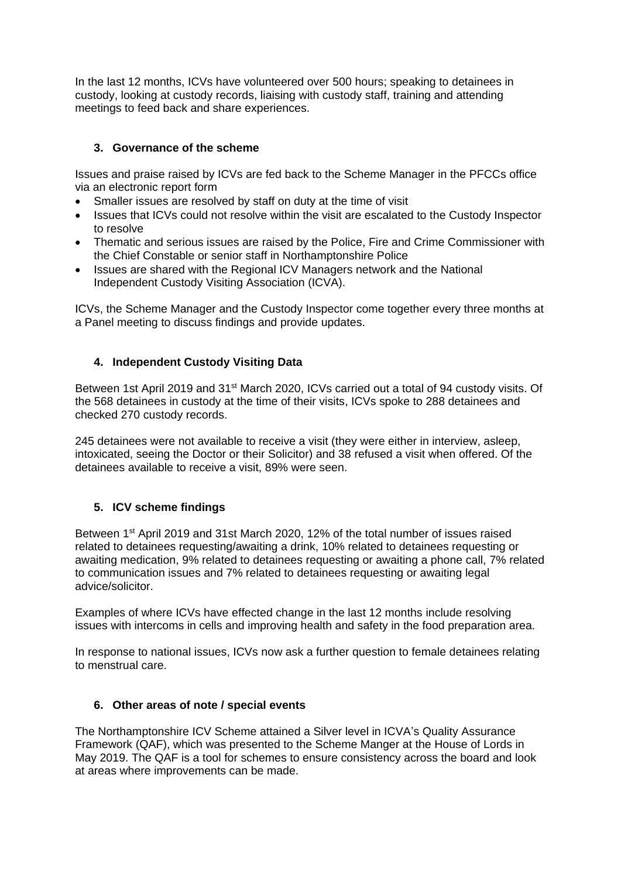In the last 12 months, ICVs have volunteered over 500 hours; speaking to detainees in custody, looking at custody records, liaising with custody staff, training and attending meetings to feed back and share experiences.

## 3. Governance of the scheme

Issues and praise raised by ICVs are fed back to the Scheme Manager in the PFCCs office via an electronic report form

- Smaller issues are resolved by staff on duty at the time of visit
- Issues that ICVs could not resolve within the visit are escalated to the Custody Inspector to resolve
- Thematic and serious issues are raised by the Police, Fire and Crime Commissioner with the Chief Constable or senior staff in Northamptonshire Police
- Issues are shared with the Regional ICV Managers network and the National Independent Custody Visiting Association (ICVA).

ICVs, the Scheme Manager and the Custody Inspector come together every three months at a Panel meeting to discuss findings and provide updates.

## 4. Independent Custody Visiting Data

Between 1st April 2019 and 31st March 2020, ICVs carried out a total of 94 custody visits. Of the 568 detainees in custody at the time of their visits, ICVs spoke to 288 detainees and checked 270 custody records.

245 detainees were not available to receive a visit (they were either in interview, asleep, intoxicated, seeing the Doctor or their Solicitor) and 38 refused a visit when offered. Of the detainees available to receive a visit, 89% were seen.

## 5. ICV scheme findings

Between 1st April 2019 and 31st March 2020, 12% of the total number of issues raised related to detainees requesting/awaiting a drink, 10% related to detainees requesting or awaiting medication, 9% related to detainees requesting or awaiting a phone call, 7% related to communication issues and 7% related to detainees requesting or awaiting legal advice/solicitor.

Examples of where ICVs have effected change in the last 12 months include resolving issues with intercoms in cells and improving health and safety in the food preparation area.

In response to national issues, ICVs now ask a further question to female detainees relating to menstrual care.

## 6. Other areas of note / special events

The Northamptonshire ICV Scheme attained a Silver level in ICVA's Quality Assurance Framework (QAF), which was presented to the Scheme Manger at the House of Lords in May 2019. The QAF is a tool for schemes to ensure consistency across the board and look at areas where improvements can be made.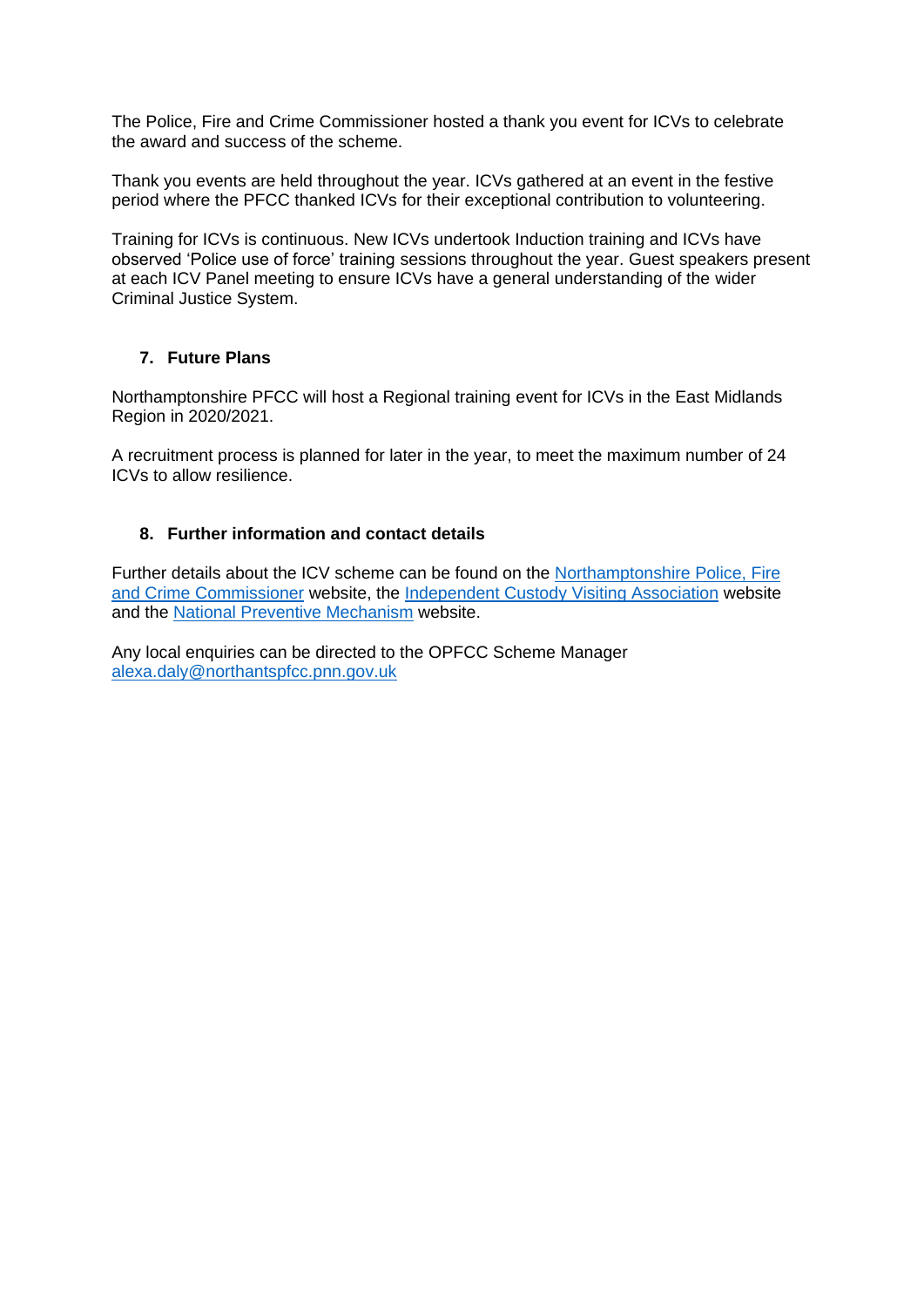The Police, Fire and Crime Commissioner hosted a thank you event for ICVs to celebrate the award and success of the scheme.

Thank you events are held throughout the year. ICVs gathered at an event in the festive period where the PFCC thanked ICVs for their exceptional contribution to volunteering.

Training for ICVs is continuous. New ICVs undertook Induction training and ICVs have observed 'Police use of force' training sessions throughout the year. Guest speakers present at each ICV Panel meeting to ensure ICVs have a general understanding of the wider Criminal Justice System.

## 7. Future Plans

Northamptonshire PFCC will host a Regional training event for ICVs in the East Midlands Region in 2020/2021.

A recruitment process is planned for later in the year, to meet the maximum number of 24 ICVs to allow resilience.

## 8. Further information and contact details

Further details about the ICV scheme can be found on the Northamptonshire Police, Fire and Crime Commissioner website, the Independent Custody Visiting Association website and the National Preventive Mechanism website.

Any local enquiries can be directed to the OPFCC Scheme Manager alexa.daly@northantspfcc.pnn.gov.uk